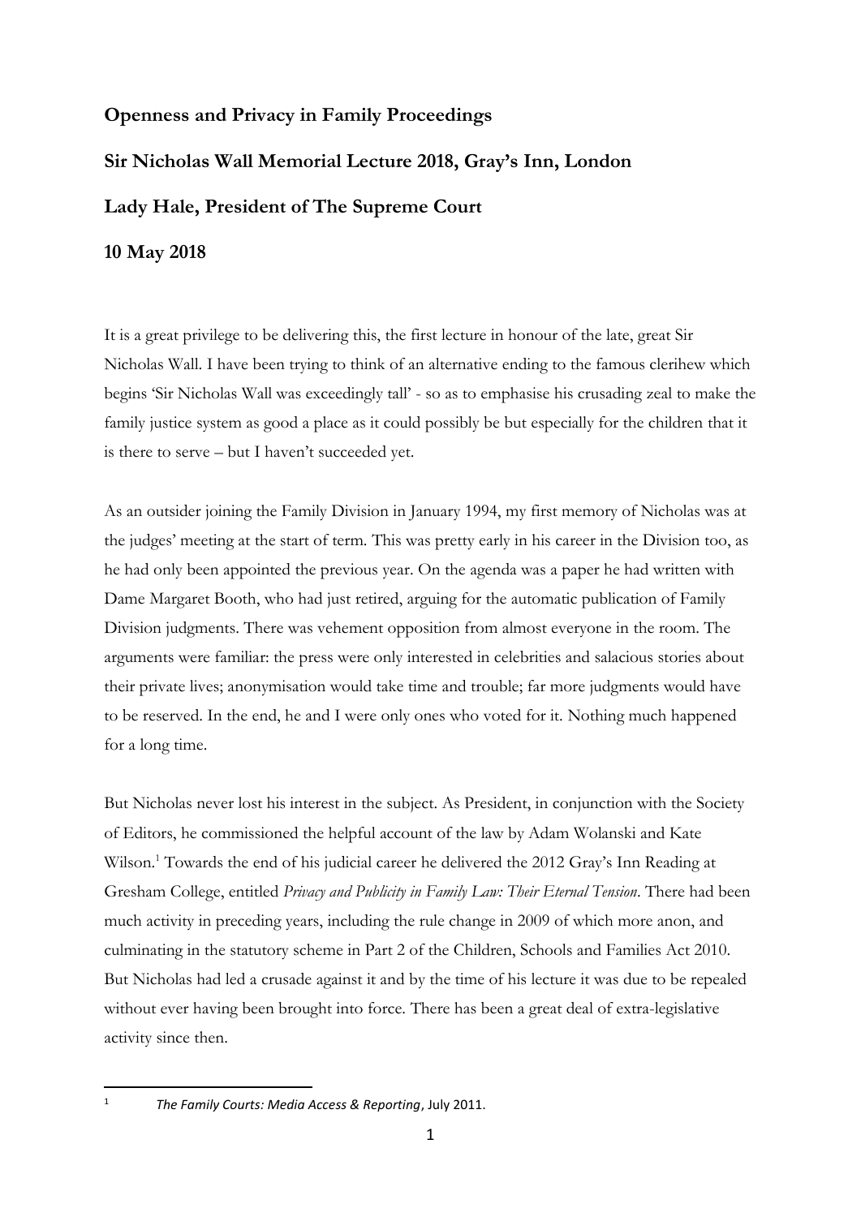**Openness and Privacy in Family Proceedings**

**Sir Nicholas Wall Memorial Lecture 2018, Gray's Inn, London**

**Lady Hale, President of The Supreme Court**

**10 May 2018**

It is a great privilege to be delivering this, the first lecture in honour of the late, great Sir Nicholas Wall. I have been trying to think of an alternative ending to the famous clerihew which begins 'Sir Nicholas Wall was exceedingly tall' - so as to emphasise his crusading zeal to make the family justice system as good a place as it could possibly be but especially for the children that it is there to serve – but I haven't succeeded yet.

As an outsider joining the Family Division in January 1994, my first memory of Nicholas was at the judges' meeting at the start of term. This was pretty early in his career in the Division too, as he had only been appointed the previous year. On the agenda was a paper he had written with Dame Margaret Booth, who had just retired, arguing for the automatic publication of Family Division judgments. There was vehement opposition from almost everyone in the room. The arguments were familiar: the press were only interested in celebrities and salacious stories about their private lives; anonymisation would take time and trouble; far more judgments would have to be reserved. In the end, he and I were only ones who voted for it. Nothing much happened for a long time.

But Nicholas never lost his interest in the subject. As President, in conjunction with the Society of Editors, he commissioned the helpful account of the law by Adam Wolanski and Kate Wilson.[1] Towards the end of his judicial career he delivered the 2012 Gray's Inn Reading at Gresham College, entitled *Privacy and Publicity in Family Law: Their Eternal Tension*. There had been much activity in preceding years, including the rule change in 2009 of which more anon, and culminating in the statutory scheme in Part 2 of the Children, Schools and Families Act 2010. But Nicholas had led a crusade against it and by the time of his lecture it was due to be repealed without ever having been brought into force. There has been a great deal of extra-legislative activity since then.

[1] *The Family Courts: Media Access & Reporting*, July 2011.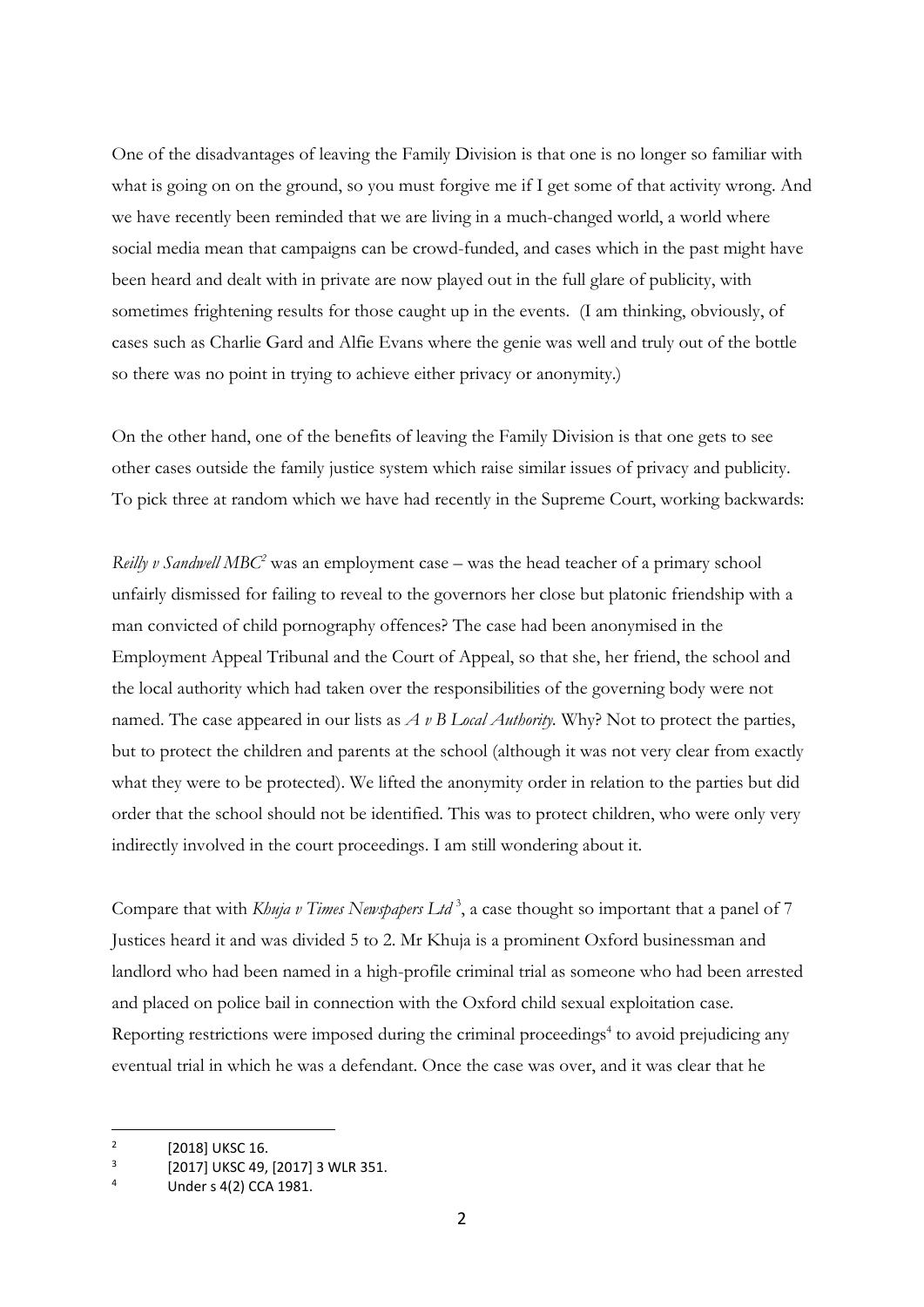One of the disadvantages of leaving the Family Division is that one is no longer so familiar with what is going on on the ground, so you must forgive me if I get some of that activity wrong. And we have recently been reminded that we are living in a much-changed world, a world where social media mean that campaigns can be crowd-funded, and cases which in the past might have been heard and dealt with in private are now played out in the full glare of publicity, with sometimes frightening results for those caught up in the events. (I am thinking, obviously, of cases such as Charlie Gard and Alfie Evans where the genie was well and truly out of the bottle so there was no point in trying to achieve either privacy or anonymity.)

On the other hand, one of the benefits of leaving the Family Division is that one gets to see other cases outside the family justice system which raise similar issues of privacy and publicity. To pick three at random which we have had recently in the Supreme Court, working backwards:

*Reilly v Sandwell MBC*[2] was an employment case – was the head teacher of a primary school unfairly dismissed for failing to reveal to the governors her close but platonic friendship with a man convicted of child pornography offences? The case had been anonymised in the Employment Appeal Tribunal and the Court of Appeal, so that she, her friend, the school and the local authority which had taken over the responsibilities of the governing body were not named. The case appeared in our lists as *A v B Local Authority.* Why? Not to protect the parties, but to protect the children and parents at the school (although it was not very clear from exactly what they were to be protected). We lifted the anonymity order in relation to the parties but did order that the school should not be identified. This was to protect children, who were only very indirectly involved in the court proceedings. I am still wondering about it.

Compare that with *Khuja v Times Newspapers Ltd*[3], a case thought so important that a panel of 7 Justices heard it and was divided 5 to 2. Mr Khuja is a prominent Oxford businessman and landlord who had been named in a high-profile criminal trial as someone who had been arrested and placed on police bail in connection with the Oxford child sexual exploitation case. Reporting restrictions were imposed during the criminal proceedings[4] to avoid prejudicing any eventual trial in which he was a defendant. Once the case was over, and it was clear that he

---

[2] [2018] UKSC 16.

[3] [2017] UKSC 49, [2017] 3 WLR 351.

[4] Under s 4(2) CCA 1981.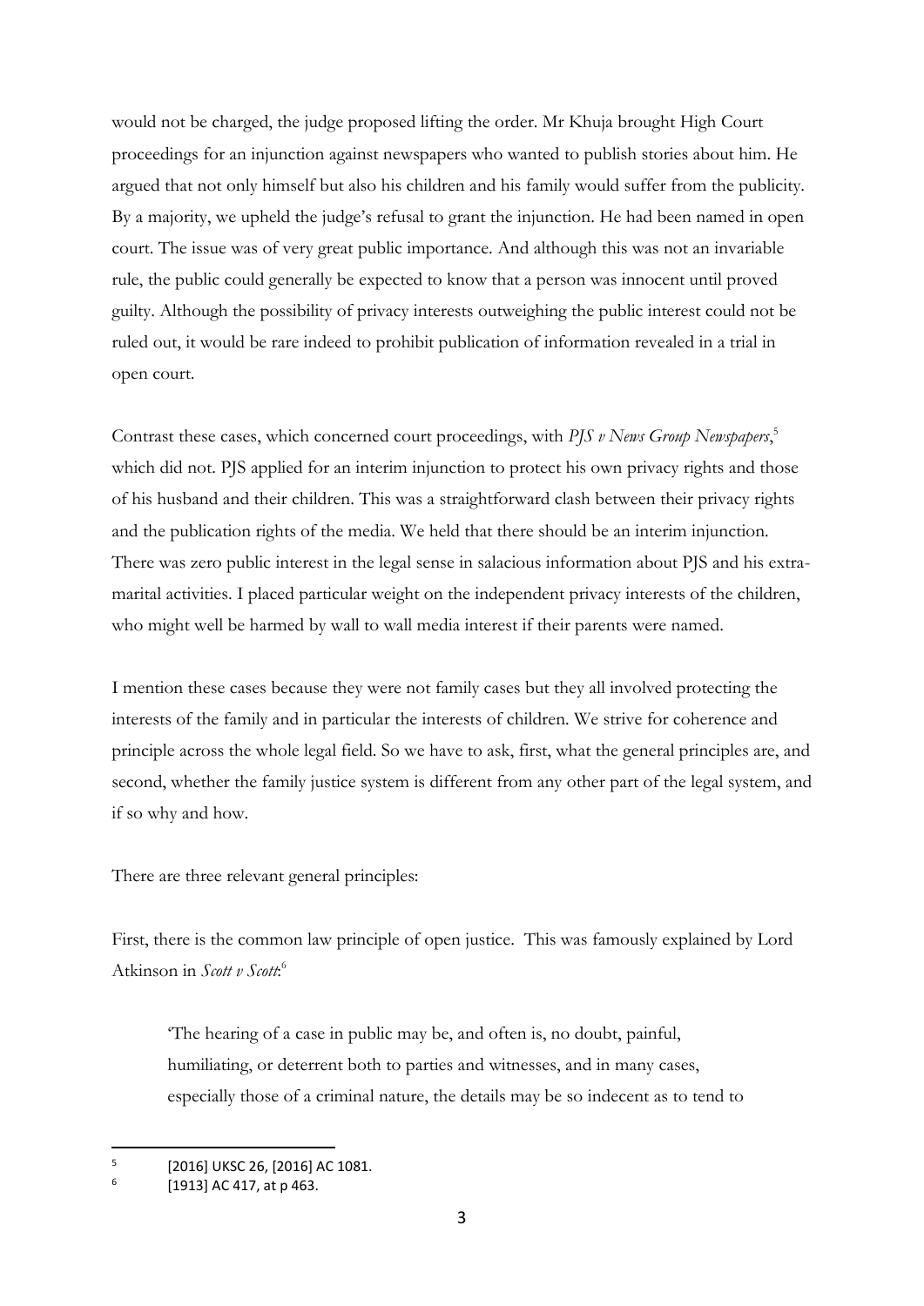would not be charged, the judge proposed lifting the order. Mr Khuja brought High Court proceedings for an injunction against newspapers who wanted to publish stories about him. He argued that not only himself but also his children and his family would suffer from the publicity. By a majority, we upheld the judge's refusal to grant the injunction. He had been named in open court. The issue was of very great public importance. And although this was not an invariable rule, the public could generally be expected to know that a person was innocent until proved guilty. Although the possibility of privacy interests outweighing the public interest could not be ruled out, it would be rare indeed to prohibit publication of information revealed in a trial in open court.

Contrast these cases, which concerned court proceedings, with *PJS v News Group Newspapers*,[5] which did not. PJS applied for an interim injunction to protect his own privacy rights and those of his husband and their children. This was a straightforward clash between their privacy rights and the publication rights of the media. We held that there should be an interim injunction. There was zero public interest in the legal sense in salacious information about PJS and his extra-marital activities. I placed particular weight on the independent privacy interests of the children, who might well be harmed by wall to wall media interest if their parents were named.

I mention these cases because they were not family cases but they all involved protecting the interests of the family and in particular the interests of children. We strive for coherence and principle across the whole legal field. So we have to ask, first, what the general principles are, and second, whether the family justice system is different from any other part of the legal system, and if so why and how.

There are three relevant general principles:

First, there is the common law principle of open justice. This was famously explained by Lord Atkinson in *Scott v Scott*:[6]

> 'The hearing of a case in public may be, and often is, no doubt, painful, humiliating, or deterrent both to parties and witnesses, and in many cases, especially those of a criminal nature, the details may be so indecent as to tend to

---

[5] [2016] UKSC 26, [2016] AC 1081.

[6] [1913] AC 417, at p 463.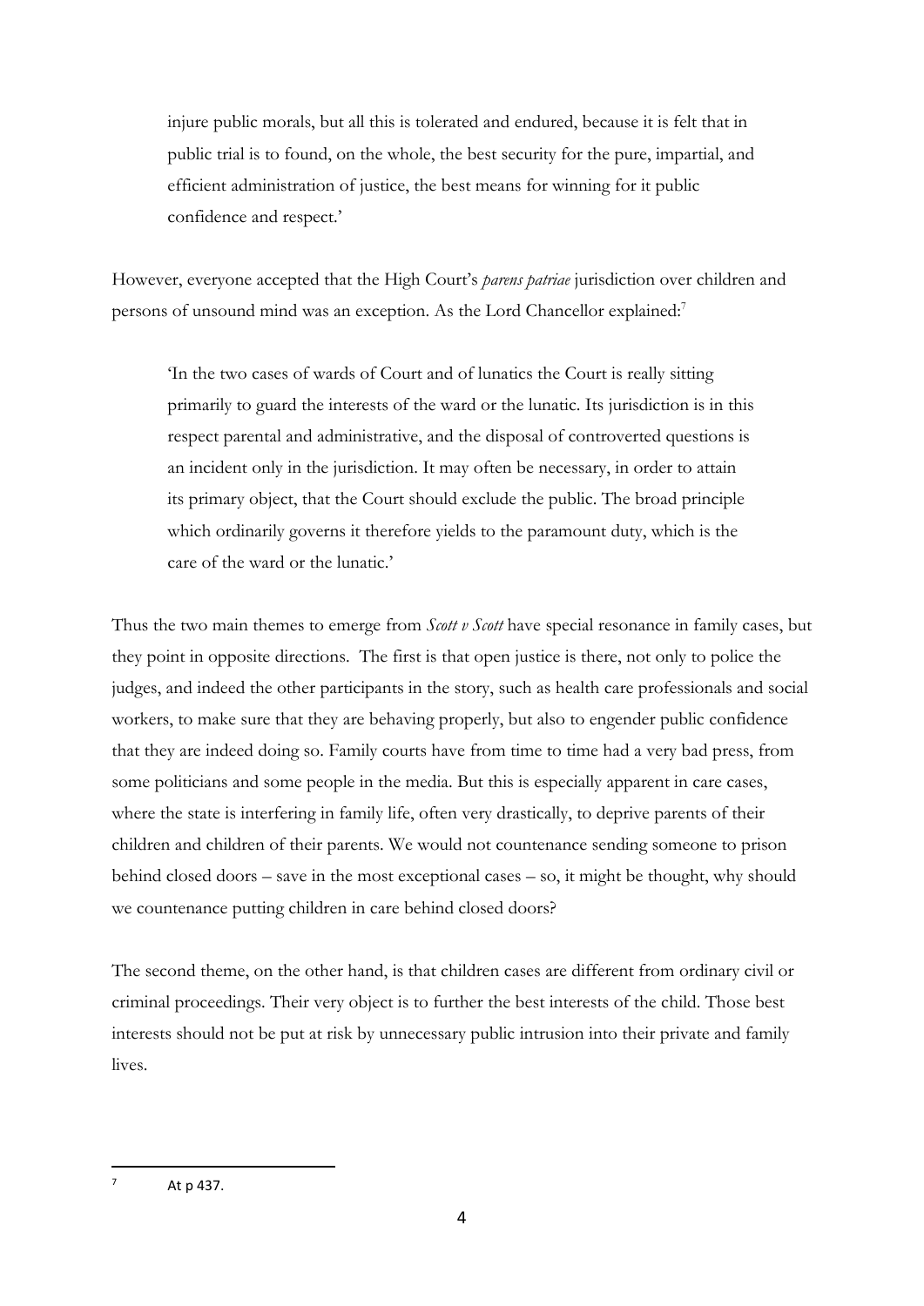> injure public morals, but all this is tolerated and endured, because it is felt that in public trial is to found, on the whole, the best security for the pure, impartial, and efficient administration of justice, the best means for winning for it public confidence and respect.'

However, everyone accepted that the High Court's *parens patriae* jurisdiction over children and persons of unsound mind was an exception. As the Lord Chancellor explained:[7]

> 'In the two cases of wards of Court and of lunatics the Court is really sitting primarily to guard the interests of the ward or the lunatic. Its jurisdiction is in this respect parental and administrative, and the disposal of controverted questions is an incident only in the jurisdiction. It may often be necessary, in order to attain its primary object, that the Court should exclude the public. The broad principle which ordinarily governs it therefore yields to the paramount duty, which is the care of the ward or the lunatic.'

Thus the two main themes to emerge from *Scott v Scott* have special resonance in family cases, but they point in opposite directions. The first is that open justice is there, not only to police the judges, and indeed the other participants in the story, such as health care professionals and social workers, to make sure that they are behaving properly, but also to engender public confidence that they are indeed doing so. Family courts have from time to time had a very bad press, from some politicians and some people in the media. But this is especially apparent in care cases, where the state is interfering in family life, often very drastically, to deprive parents of their children and children of their parents. We would not countenance sending someone to prison behind closed doors – save in the most exceptional cases – so, it might be thought, why should we countenance putting children in care behind closed doors?

The second theme, on the other hand, is that children cases are different from ordinary civil or criminal proceedings. Their very object is to further the best interests of the child. Those best interests should not be put at risk by unnecessary public intrusion into their private and family lives.

---

[7] At p 437.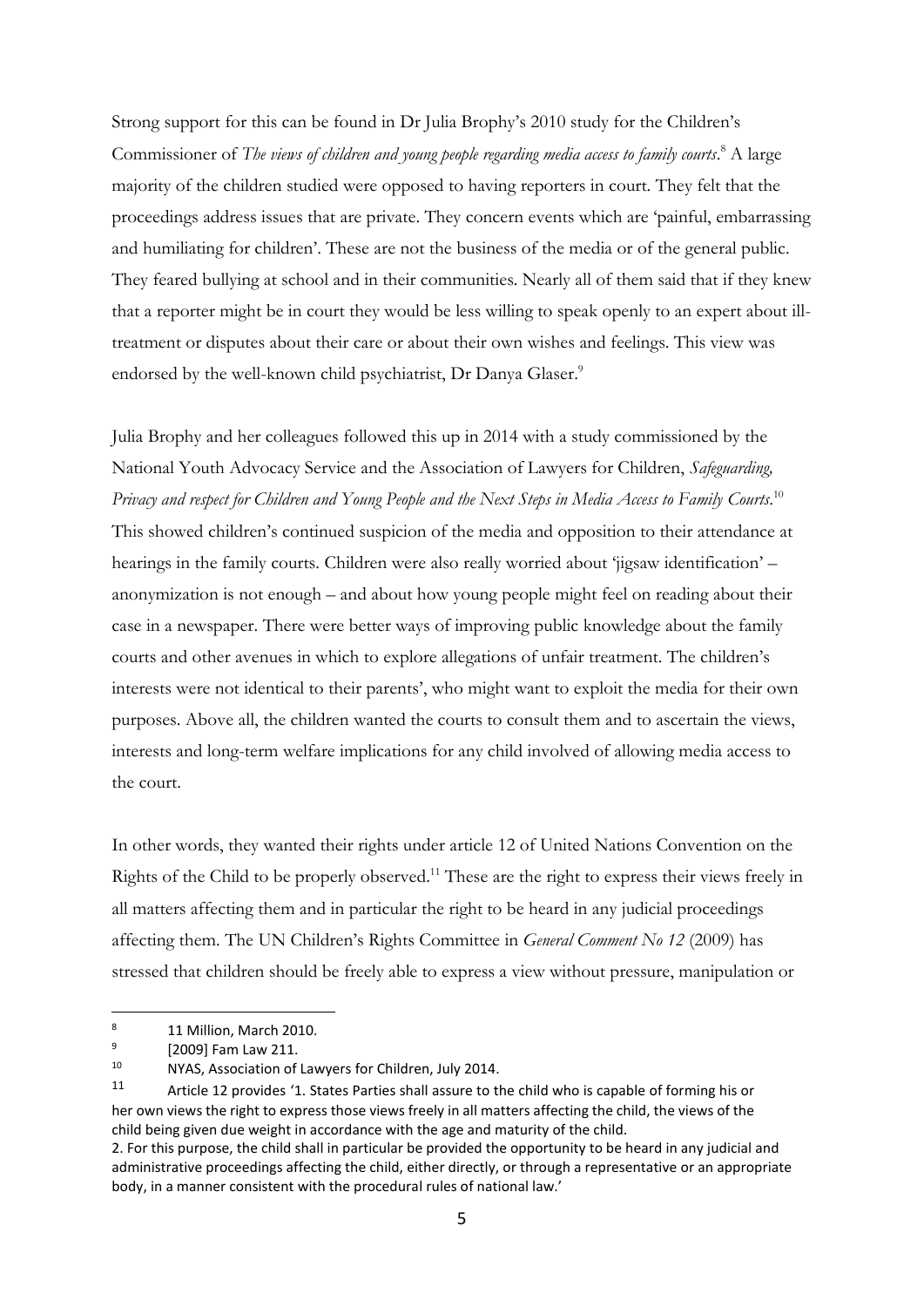Strong support for this can be found in Dr Julia Brophy's 2010 study for the Children's Commissioner of *The views of children and young people regarding media access to family courts*.[8] A large majority of the children studied were opposed to having reporters in court. They felt that the proceedings address issues that are private. They concern events which are 'painful, embarrassing and humiliating for children'. These are not the business of the media or of the general public. They feared bullying at school and in their communities. Nearly all of them said that if they knew that a reporter might be in court they would be less willing to speak openly to an expert about ill-treatment or disputes about their care or about their own wishes and feelings. This view was endorsed by the well-known child psychiatrist, Dr Danya Glaser.[9]

Julia Brophy and her colleagues followed this up in 2014 with a study commissioned by the National Youth Advocacy Service and the Association of Lawyers for Children, *Safeguarding, Privacy and respect for Children and Young People and the Next Steps in Media Access to Family Courts*.[10] This showed children's continued suspicion of the media and opposition to their attendance at hearings in the family courts. Children were also really worried about 'jigsaw identification' – anonymization is not enough – and about how young people might feel on reading about their case in a newspaper. There were better ways of improving public knowledge about the family courts and other avenues in which to explore allegations of unfair treatment. The children's interests were not identical to their parents', who might want to exploit the media for their own purposes. Above all, the children wanted the courts to consult them and to ascertain the views, interests and long-term welfare implications for any child involved of allowing media access to the court.

In other words, they wanted their rights under article 12 of United Nations Convention on the Rights of the Child to be properly observed.[11] These are the right to express their views freely in all matters affecting them and in particular the right to be heard in any judicial proceedings affecting them. The UN Children's Rights Committee in *General Comment No 12* (2009) has stressed that children should be freely able to express a view without pressure, manipulation or

---

[8] 11 Million, March 2010.

[9] [2009] Fam Law 211.

[10] NYAS, Association of Lawyers for Children, July 2014.

[11] Article 12 provides '1. States Parties shall assure to the child who is capable of forming his or her own views the right to express those views freely in all matters affecting the child, the views of the child being given due weight in accordance with the age and maturity of the child.
2. For this purpose, the child shall in particular be provided the opportunity to be heard in any judicial and administrative proceedings affecting the child, either directly, or through a representative or an appropriate body, in a manner consistent with the procedural rules of national law.'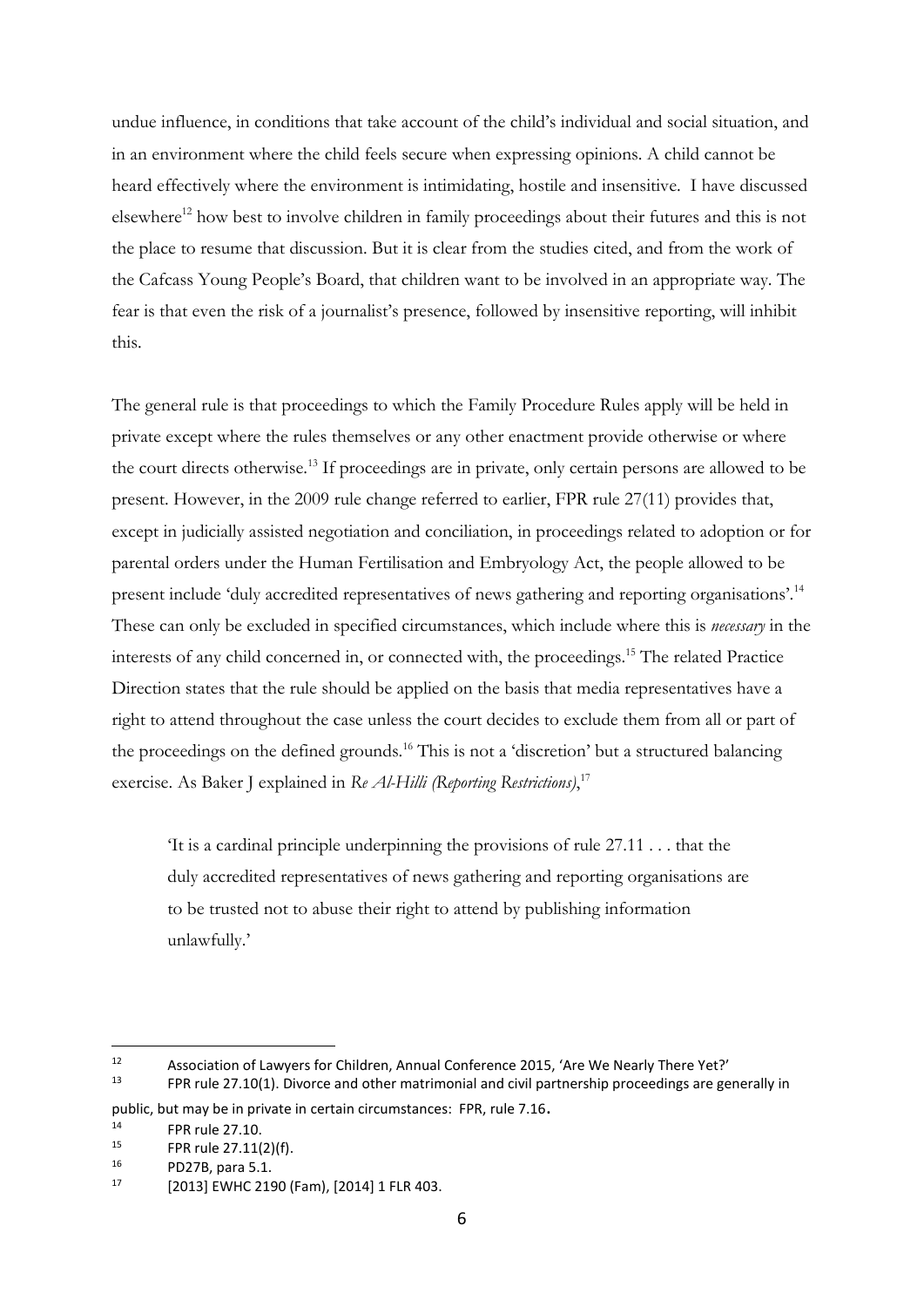undue influence, in conditions that take account of the child's individual and social situation, and in an environment where the child feels secure when expressing opinions. A child cannot be heard effectively where the environment is intimidating, hostile and insensitive. I have discussed elsewhere[12] how best to involve children in family proceedings about their futures and this is not the place to resume that discussion. But it is clear from the studies cited, and from the work of the Cafcass Young People's Board, that children want to be involved in an appropriate way. The fear is that even the risk of a journalist's presence, followed by insensitive reporting, will inhibit this.

The general rule is that proceedings to which the Family Procedure Rules apply will be held in private except where the rules themselves or any other enactment provide otherwise or where the court directs otherwise.[13] If proceedings are in private, only certain persons are allowed to be present. However, in the 2009 rule change referred to earlier, FPR rule 27(11) provides that, except in judicially assisted negotiation and conciliation, in proceedings related to adoption or for parental orders under the Human Fertilisation and Embryology Act, the people allowed to be present include 'duly accredited representatives of news gathering and reporting organisations'.[14] These can only be excluded in specified circumstances, which include where this is *necessary* in the interests of any child concerned in, or connected with, the proceedings.[15] The related Practice Direction states that the rule should be applied on the basis that media representatives have a right to attend throughout the case unless the court decides to exclude them from all or part of the proceedings on the defined grounds.[16] This is not a 'discretion' but a structured balancing exercise. As Baker J explained in *Re Al-Hilli (Reporting Restrictions)*,[17]

> 'It is a cardinal principle underpinning the provisions of rule 27.11 . . . that the duly accredited representatives of news gathering and reporting organisations are to be trusted not to abuse their right to attend by publishing information unlawfully.'

---

[12] Association of Lawyers for Children, Annual Conference 2015, 'Are We Nearly There Yet?'

[13] FPR rule 27.10(1). Divorce and other matrimonial and civil partnership proceedings are generally in public, but may be in private in certain circumstances: FPR, rule 7.16.

[14] FPR rule 27.10.

[15] FPR rule 27.11(2)(f).

[16] PD27B, para 5.1.

[17] [2013] EWHC 2190 (Fam), [2014] 1 FLR 403.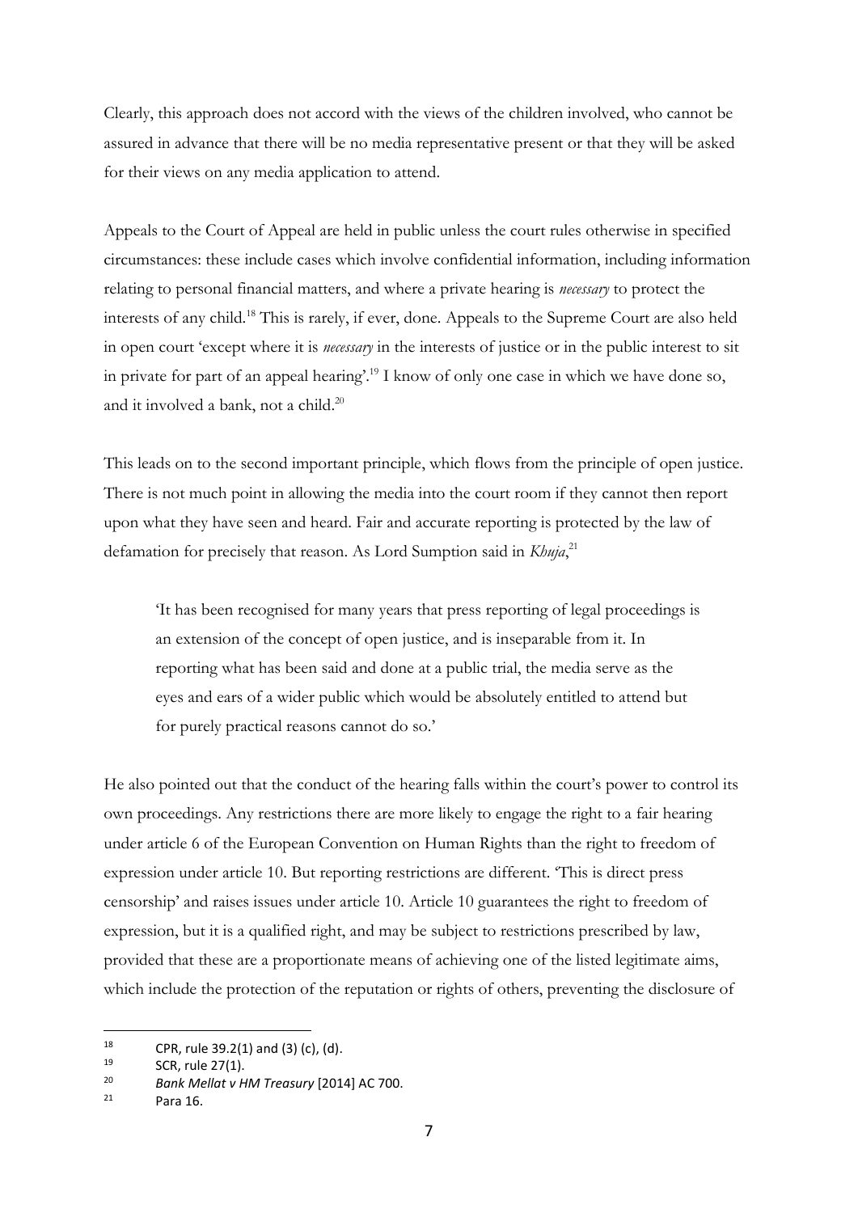Clearly, this approach does not accord with the views of the children involved, who cannot be assured in advance that there will be no media representative present or that they will be asked for their views on any media application to attend.

Appeals to the Court of Appeal are held in public unless the court rules otherwise in specified circumstances: these include cases which involve confidential information, including information relating to personal financial matters, and where a private hearing is *necessary* to protect the interests of any child.[18] This is rarely, if ever, done. Appeals to the Supreme Court are also held in open court 'except where it is *necessary* in the interests of justice or in the public interest to sit in private for part of an appeal hearing'.[19] I know of only one case in which we have done so, and it involved a bank, not a child.[20]

This leads on to the second important principle, which flows from the principle of open justice. There is not much point in allowing the media into the court room if they cannot then report upon what they have seen and heard. Fair and accurate reporting is protected by the law of defamation for precisely that reason. As Lord Sumption said in *Khuja*,[21]

> 'It has been recognised for many years that press reporting of legal proceedings is an extension of the concept of open justice, and is inseparable from it. In reporting what has been said and done at a public trial, the media serve as the eyes and ears of a wider public which would be absolutely entitled to attend but for purely practical reasons cannot do so.'

He also pointed out that the conduct of the hearing falls within the court's power to control its own proceedings. Any restrictions there are more likely to engage the right to a fair hearing under article 6 of the European Convention on Human Rights than the right to freedom of expression under article 10. But reporting restrictions are different. 'This is direct press censorship' and raises issues under article 10. Article 10 guarantees the right to freedom of expression, but it is a qualified right, and may be subject to restrictions prescribed by law, provided that these are a proportionate means of achieving one of the listed legitimate aims, which include the protection of the reputation or rights of others, preventing the disclosure of

---

[18] CPR, rule 39.2(1) and (3) (c), (d).

[19] SCR, rule 27(1).

[20] *Bank Mellat v HM Treasury* [2014] AC 700.

[21] Para 16.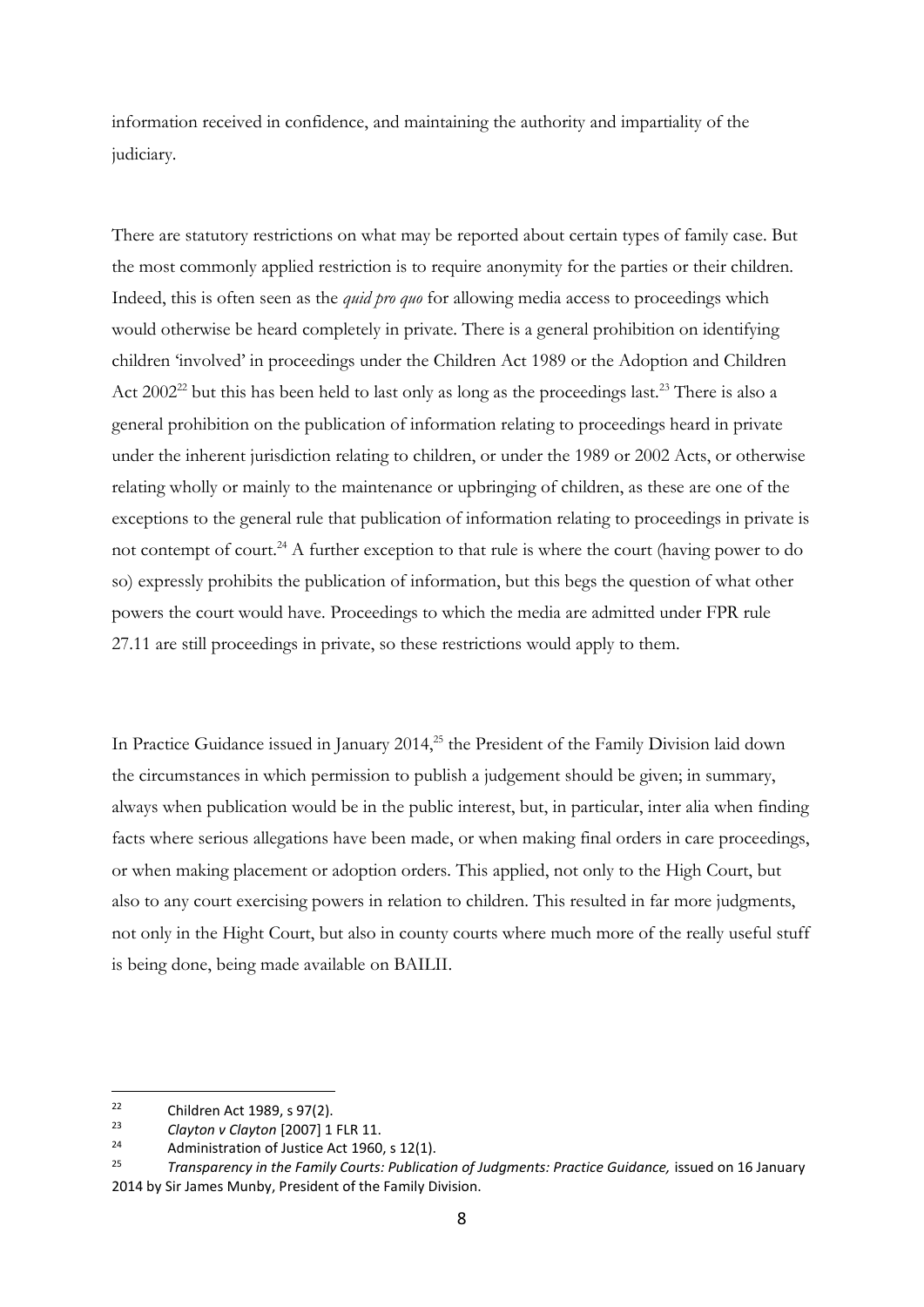information received in confidence, and maintaining the authority and impartiality of the judiciary.

There are statutory restrictions on what may be reported about certain types of family case. But the most commonly applied restriction is to require anonymity for the parties or their children. Indeed, this is often seen as the *quid pro quo* for allowing media access to proceedings which would otherwise be heard completely in private. There is a general prohibition on identifying children 'involved' in proceedings under the Children Act 1989 or the Adoption and Children Act 2002[22] but this has been held to last only as long as the proceedings last.[23] There is also a general prohibition on the publication of information relating to proceedings heard in private under the inherent jurisdiction relating to children, or under the 1989 or 2002 Acts, or otherwise relating wholly or mainly to the maintenance or upbringing of children, as these are one of the exceptions to the general rule that publication of information relating to proceedings in private is not contempt of court.[24] A further exception to that rule is where the court (having power to do so) expressly prohibits the publication of information, but this begs the question of what other powers the court would have. Proceedings to which the media are admitted under FPR rule 27.11 are still proceedings in private, so these restrictions would apply to them.

In Practice Guidance issued in January 2014,[25] the President of the Family Division laid down the circumstances in which permission to publish a judgement should be given; in summary, always when publication would be in the public interest, but, in particular, inter alia when finding facts where serious allegations have been made, or when making final orders in care proceedings, or when making placement or adoption orders. This applied, not only to the High Court, but also to any court exercising powers in relation to children. This resulted in far more judgments, not only in the Hight Court, but also in county courts where much more of the really useful stuff is being done, being made available on BAILII.

---

[22] Children Act 1989, s 97(2).

[23] *Clayton v Clayton* [2007] 1 FLR 11.

[24] Administration of Justice Act 1960, s 12(1).

[25] *Transparency in the Family Courts: Publication of Judgments: Practice Guidance,* issued on 16 January 2014 by Sir James Munby, President of the Family Division.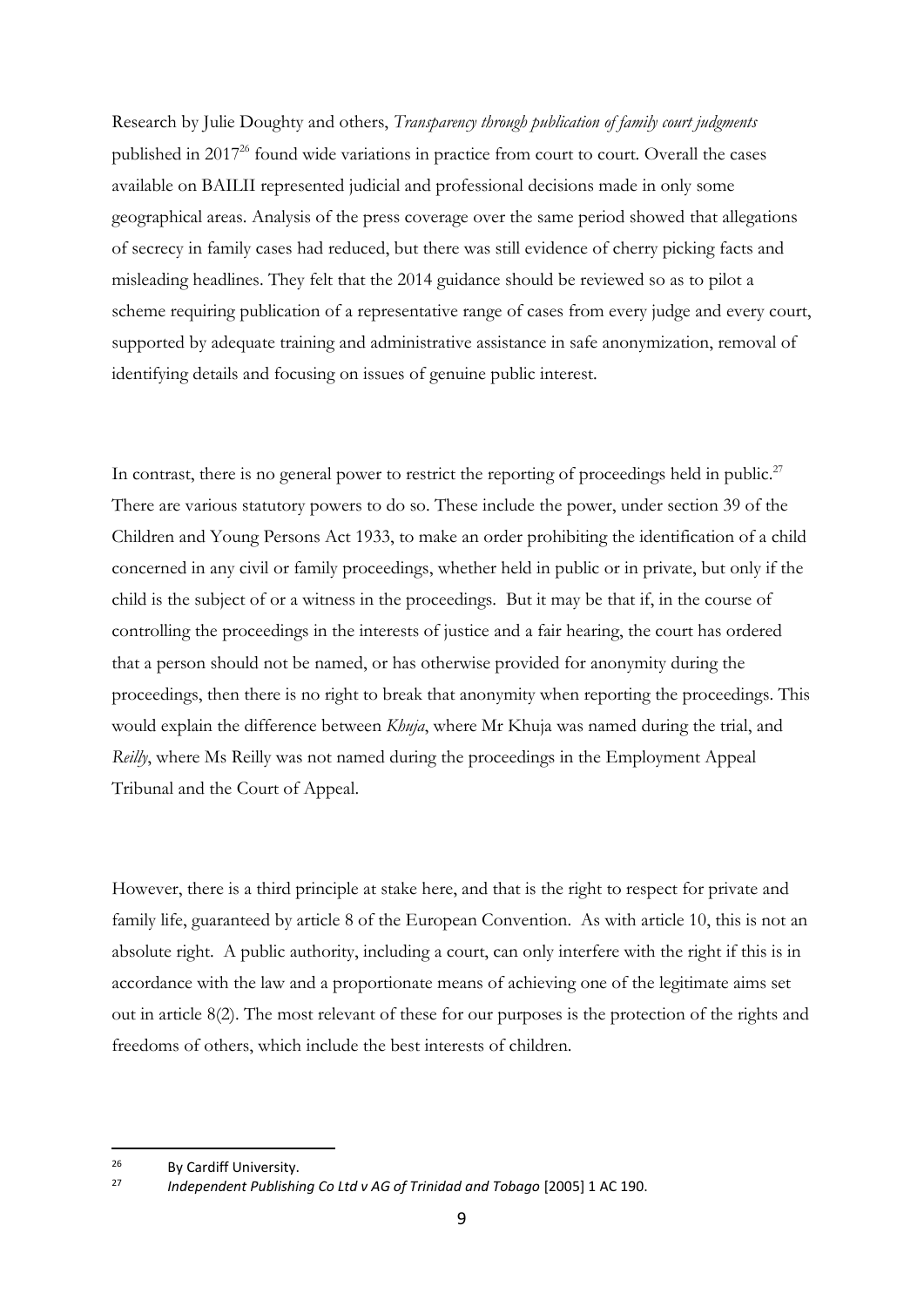Research by Julie Doughty and others, *Transparency through publication of family court judgments* published in 2017[26] found wide variations in practice from court to court. Overall the cases available on BAILII represented judicial and professional decisions made in only some geographical areas. Analysis of the press coverage over the same period showed that allegations of secrecy in family cases had reduced, but there was still evidence of cherry picking facts and misleading headlines. They felt that the 2014 guidance should be reviewed so as to pilot a scheme requiring publication of a representative range of cases from every judge and every court, supported by adequate training and administrative assistance in safe anonymization, removal of identifying details and focusing on issues of genuine public interest.

In contrast, there is no general power to restrict the reporting of proceedings held in public.[27] There are various statutory powers to do so. These include the power, under section 39 of the Children and Young Persons Act 1933, to make an order prohibiting the identification of a child concerned in any civil or family proceedings, whether held in public or in private, but only if the child is the subject of or a witness in the proceedings. But it may be that if, in the course of controlling the proceedings in the interests of justice and a fair hearing, the court has ordered that a person should not be named, or has otherwise provided for anonymity during the proceedings, then there is no right to break that anonymity when reporting the proceedings. This would explain the difference between *Khuja*, where Mr Khuja was named during the trial, and *Reilly*, where Ms Reilly was not named during the proceedings in the Employment Appeal Tribunal and the Court of Appeal.

However, there is a third principle at stake here, and that is the right to respect for private and family life, guaranteed by article 8 of the European Convention. As with article 10, this is not an absolute right. A public authority, including a court, can only interfere with the right if this is in accordance with the law and a proportionate means of achieving one of the legitimate aims set out in article 8(2). The most relevant of these for our purposes is the protection of the rights and freedoms of others, which include the best interests of children.

---

[26] By Cardiff University.

[27] *Independent Publishing Co Ltd v AG of Trinidad and Tobago* [2005] 1 AC 190.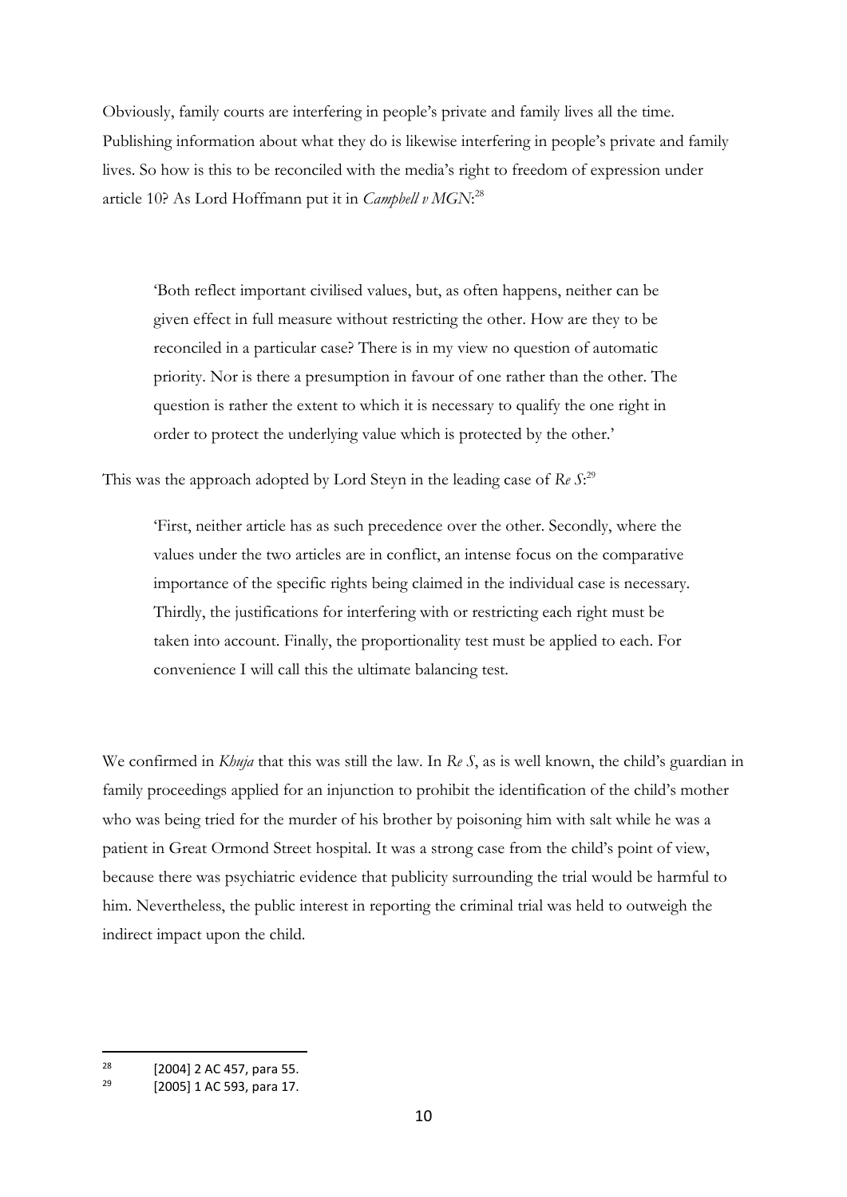Obviously, family courts are interfering in people's private and family lives all the time. Publishing information about what they do is likewise interfering in people's private and family lives. So how is this to be reconciled with the media's right to freedom of expression under article 10? As Lord Hoffmann put it in *Campbell v MGN*:[28]

> 'Both reflect important civilised values, but, as often happens, neither can be given effect in full measure without restricting the other. How are they to be reconciled in a particular case? There is in my view no question of automatic priority. Nor is there a presumption in favour of one rather than the other. The question is rather the extent to which it is necessary to qualify the one right in order to protect the underlying value which is protected by the other.'

This was the approach adopted by Lord Steyn in the leading case of *Re S*:[29]

> 'First, neither article has as such precedence over the other. Secondly, where the values under the two articles are in conflict, an intense focus on the comparative importance of the specific rights being claimed in the individual case is necessary. Thirdly, the justifications for interfering with or restricting each right must be taken into account. Finally, the proportionality test must be applied to each. For convenience I will call this the ultimate balancing test.

We confirmed in *Khuja* that this was still the law. In *Re S*, as is well known, the child's guardian in family proceedings applied for an injunction to prohibit the identification of the child's mother who was being tried for the murder of his brother by poisoning him with salt while he was a patient in Great Ormond Street hospital. It was a strong case from the child's point of view, because there was psychiatric evidence that publicity surrounding the trial would be harmful to him. Nevertheless, the public interest in reporting the criminal trial was held to outweigh the indirect impact upon the child.

---

[28] [2004] 2 AC 457, para 55.

[29] [2005] 1 AC 593, para 17.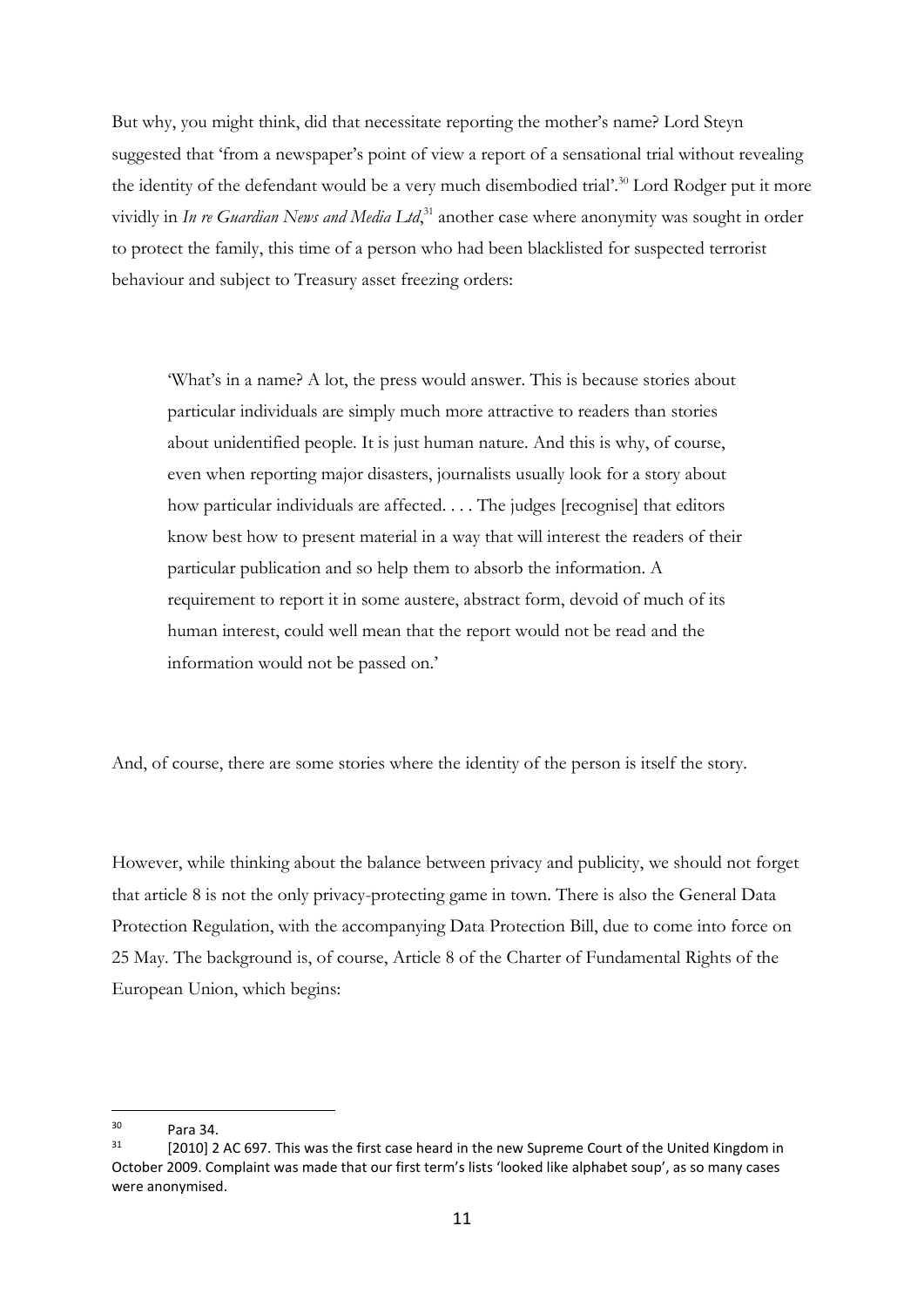But why, you might think, did that necessitate reporting the mother's name? Lord Steyn suggested that 'from a newspaper's point of view a report of a sensational trial without revealing the identity of the defendant would be a very much disembodied trial'.[30] Lord Rodger put it more vividly in *In re Guardian News and Media Ltd*,[31] another case where anonymity was sought in order to protect the family, this time of a person who had been blacklisted for suspected terrorist behaviour and subject to Treasury asset freezing orders:

> 'What's in a name? A lot, the press would answer. This is because stories about particular individuals are simply much more attractive to readers than stories about unidentified people. It is just human nature. And this is why, of course, even when reporting major disasters, journalists usually look for a story about how particular individuals are affected. . . . The judges [recognise] that editors know best how to present material in a way that will interest the readers of their particular publication and so help them to absorb the information. A requirement to report it in some austere, abstract form, devoid of much of its human interest, could well mean that the report would not be read and the information would not be passed on.'

And, of course, there are some stories where the identity of the person is itself the story.

However, while thinking about the balance between privacy and publicity, we should not forget that article 8 is not the only privacy-protecting game in town. There is also the General Data Protection Regulation, with the accompanying Data Protection Bill, due to come into force on 25 May. The background is, of course, Article 8 of the Charter of Fundamental Rights of the European Union, which begins:

---

[30] Para 34.

[31] [2010] 2 AC 697. This was the first case heard in the new Supreme Court of the United Kingdom in October 2009. Complaint was made that our first term's lists 'looked like alphabet soup', as so many cases were anonymised.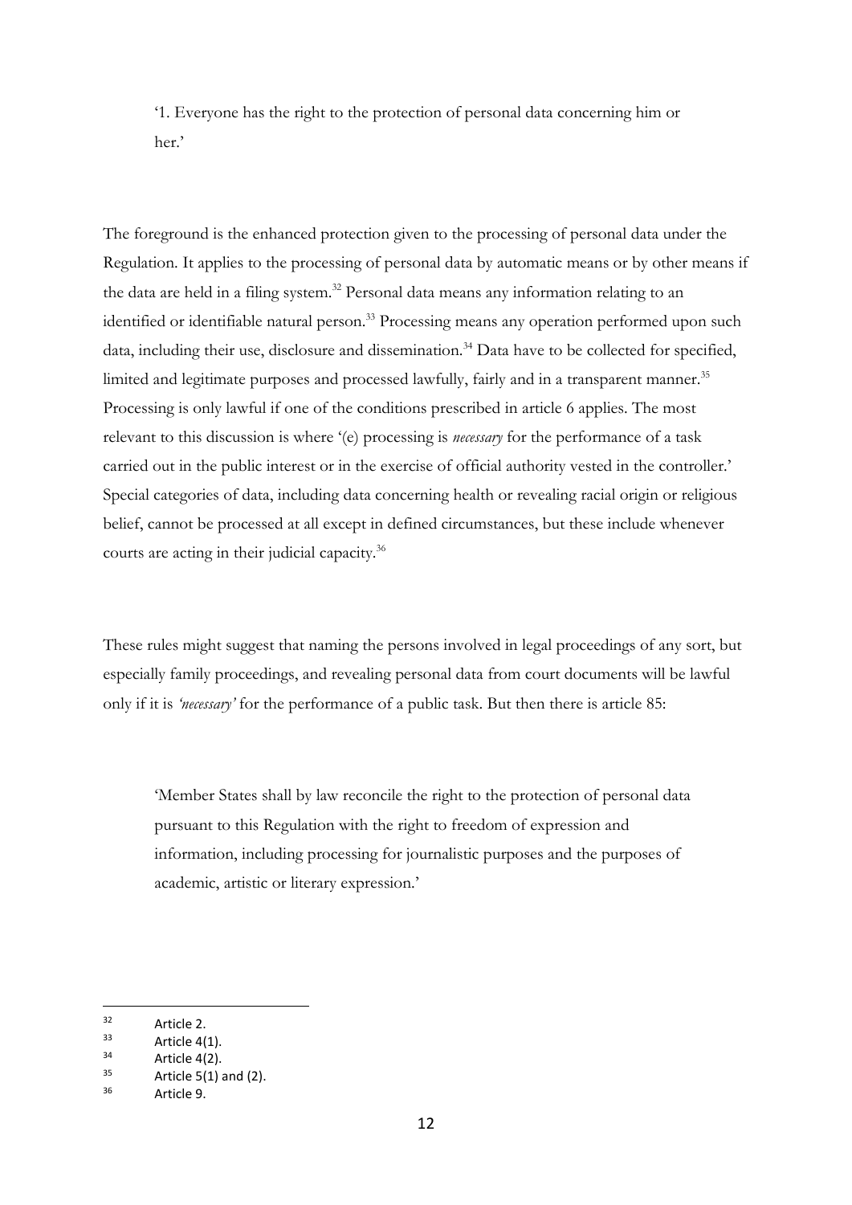> '1. Everyone has the right to the protection of personal data concerning him or her.'

The foreground is the enhanced protection given to the processing of personal data under the Regulation. It applies to the processing of personal data by automatic means or by other means if the data are held in a filing system.[32] Personal data means any information relating to an identified or identifiable natural person.[33] Processing means any operation performed upon such data, including their use, disclosure and dissemination.[34] Data have to be collected for specified, limited and legitimate purposes and processed lawfully, fairly and in a transparent manner.[35] Processing is only lawful if one of the conditions prescribed in article 6 applies. The most relevant to this discussion is where '(e) processing is *necessary* for the performance of a task carried out in the public interest or in the exercise of official authority vested in the controller.' Special categories of data, including data concerning health or revealing racial origin or religious belief, cannot be processed at all except in defined circumstances, but these include whenever courts are acting in their judicial capacity.[36]

These rules might suggest that naming the persons involved in legal proceedings of any sort, but especially family proceedings, and revealing personal data from court documents will be lawful only if it is *'necessary'* for the performance of a public task. But then there is article 85:

> 'Member States shall by law reconcile the right to the protection of personal data pursuant to this Regulation with the right to freedom of expression and information, including processing for journalistic purposes and the purposes of academic, artistic or literary expression.'

---

[32] Article 2.

[33] Article 4(1).

[34] Article 4(2).

[35] Article 5(1) and (2).

[36] Article 9.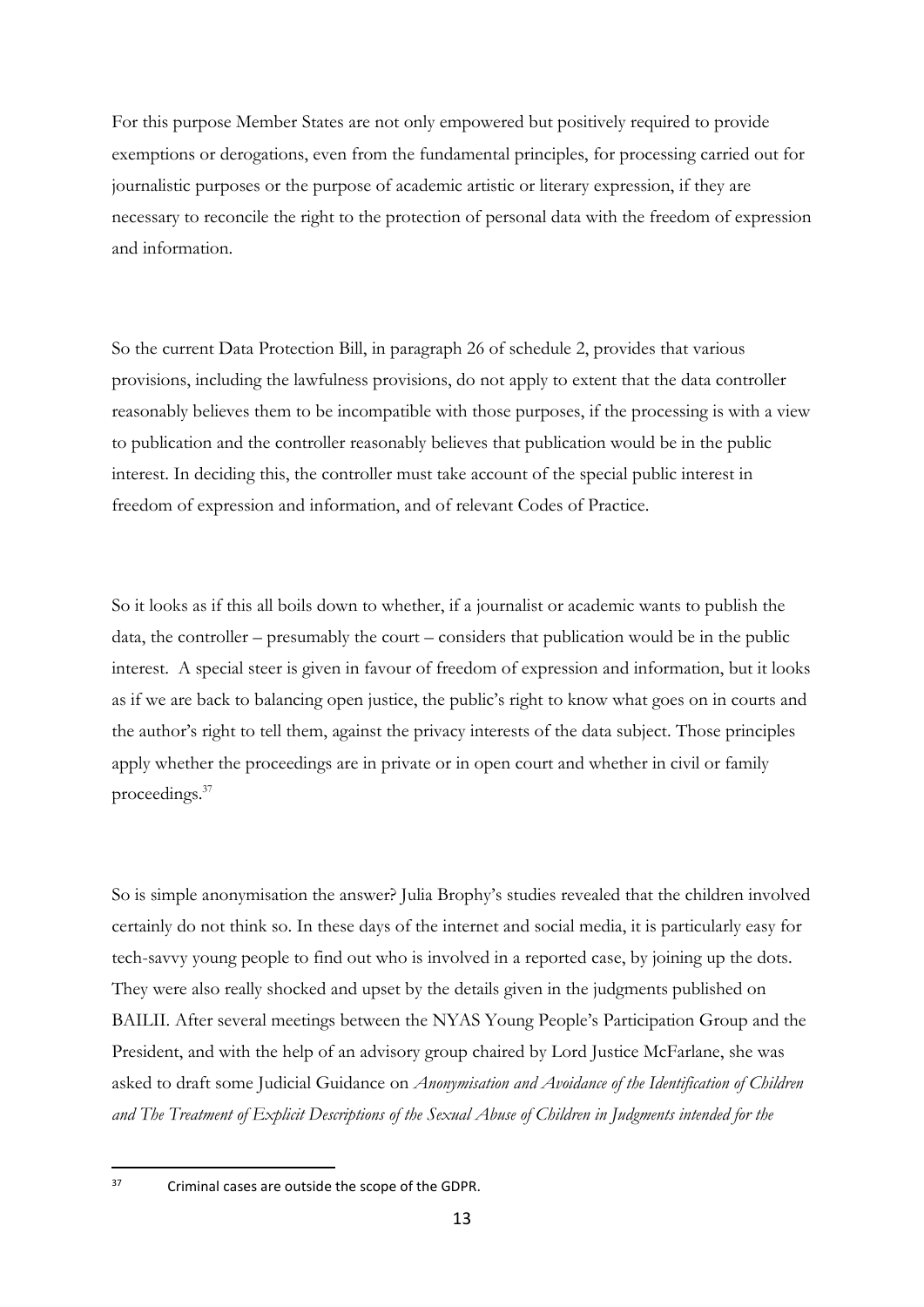For this purpose Member States are not only empowered but positively required to provide exemptions or derogations, even from the fundamental principles, for processing carried out for journalistic purposes or the purpose of academic artistic or literary expression, if they are necessary to reconcile the right to the protection of personal data with the freedom of expression and information.

So the current Data Protection Bill, in paragraph 26 of schedule 2, provides that various provisions, including the lawfulness provisions, do not apply to extent that the data controller reasonably believes them to be incompatible with those purposes, if the processing is with a view to publication and the controller reasonably believes that publication would be in the public interest. In deciding this, the controller must take account of the special public interest in freedom of expression and information, and of relevant Codes of Practice.

So it looks as if this all boils down to whether, if a journalist or academic wants to publish the data, the controller – presumably the court – considers that publication would be in the public interest. A special steer is given in favour of freedom of expression and information, but it looks as if we are back to balancing open justice, the public's right to know what goes on in courts and the author's right to tell them, against the privacy interests of the data subject. Those principles apply whether the proceedings are in private or in open court and whether in civil or family proceedings.[37]

So is simple anonymisation the answer? Julia Brophy's studies revealed that the children involved certainly do not think so. In these days of the internet and social media, it is particularly easy for tech-savvy young people to find out who is involved in a reported case, by joining up the dots. They were also really shocked and upset by the details given in the judgments published on BAILII. After several meetings between the NYAS Young People's Participation Group and the President, and with the help of an advisory group chaired by Lord Justice McFarlane, she was asked to draft some Judicial Guidance on *Anonymisation and Avoidance of the Identification of Children and The Treatment of Explicit Descriptions of the Sexual Abuse of Children in Judgments intended for the*

[37] Criminal cases are outside the scope of the GDPR.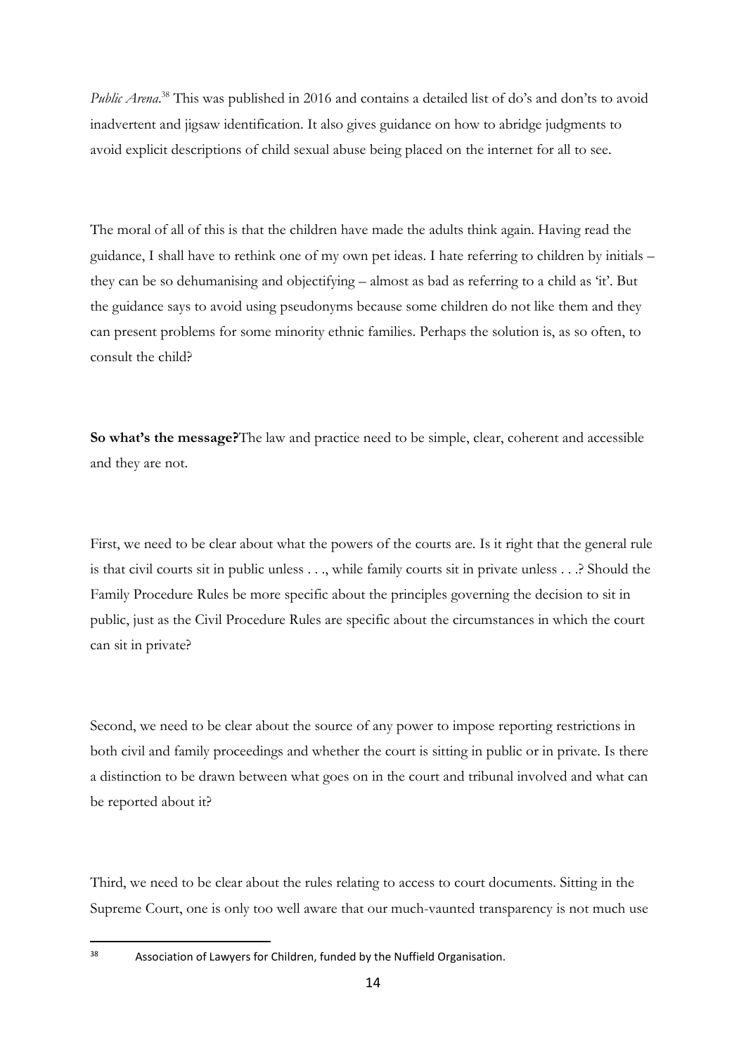*Public Arena*.[38] This was published in 2016 and contains a detailed list of do's and don'ts to avoid inadvertent and jigsaw identification. It also gives guidance on how to abridge judgments to avoid explicit descriptions of child sexual abuse being placed on the internet for all to see.

The moral of all of this is that the children have made the adults think again. Having read the guidance, I shall have to rethink one of my own pet ideas. I hate referring to children by initials – they can be so dehumanising and objectifying – almost as bad as referring to a child as 'it'. But the guidance says to avoid using pseudonyms because some children do not like them and they can present problems for some minority ethnic families. Perhaps the solution is, as so often, to consult the child?

**So what's the message?**The law and practice need to be simple, clear, coherent and accessible and they are not.

First, we need to be clear about what the powers of the courts are. Is it right that the general rule is that civil courts sit in public unless . . ., while family courts sit in private unless . . .? Should the Family Procedure Rules be more specific about the principles governing the decision to sit in public, just as the Civil Procedure Rules are specific about the circumstances in which the court can sit in private?

Second, we need to be clear about the source of any power to impose reporting restrictions in both civil and family proceedings and whether the court is sitting in public or in private. Is there a distinction to be drawn between what goes on in the court and tribunal involved and what can be reported about it?

Third, we need to be clear about the rules relating to access to court documents. Sitting in the Supreme Court, one is only too well aware that our much-vaunted transparency is not much use

[38] Association of Lawyers for Children, funded by the Nuffield Organisation.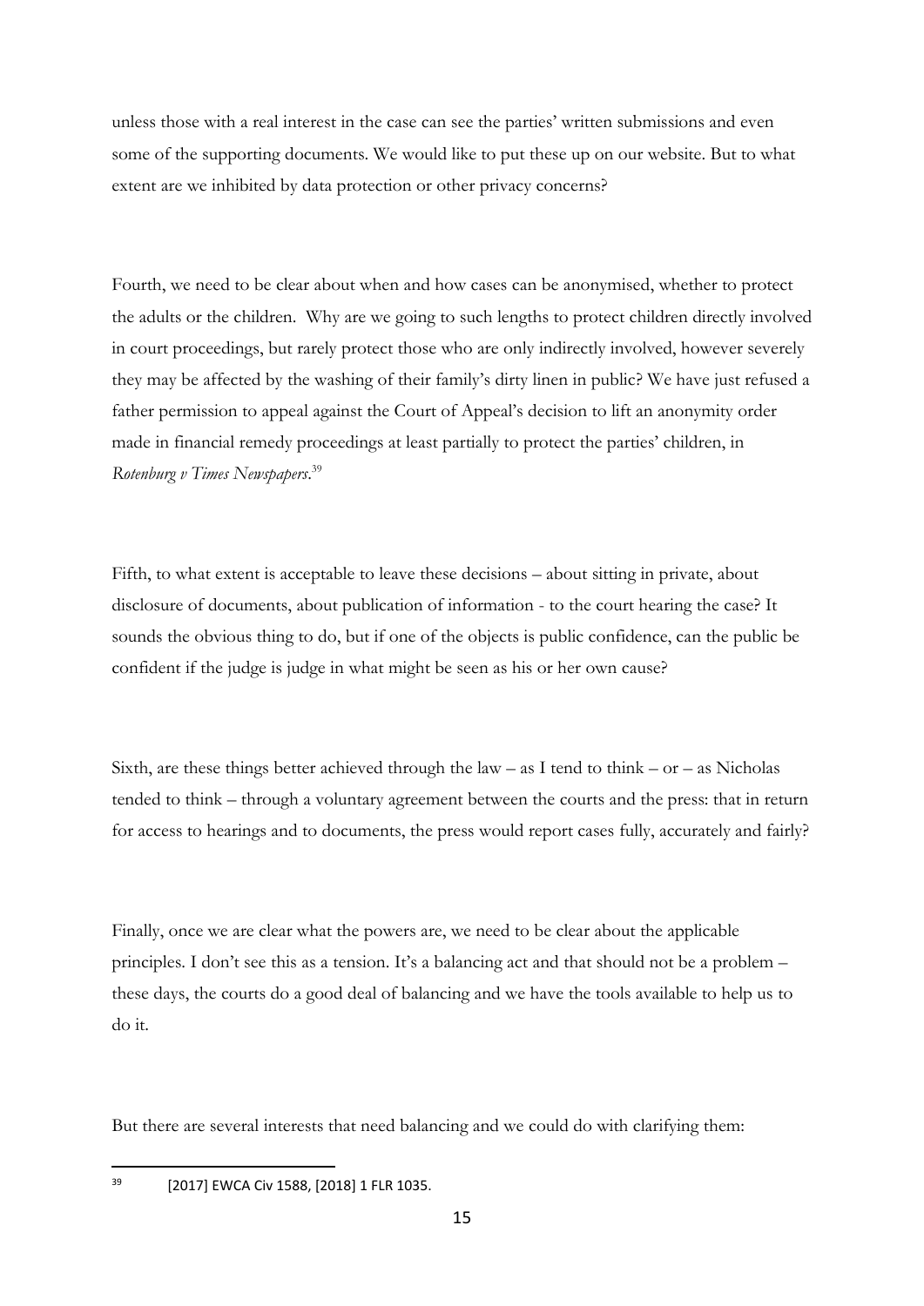unless those with a real interest in the case can see the parties' written submissions and even some of the supporting documents. We would like to put these up on our website. But to what extent are we inhibited by data protection or other privacy concerns?

Fourth, we need to be clear about when and how cases can be anonymised, whether to protect the adults or the children. Why are we going to such lengths to protect children directly involved in court proceedings, but rarely protect those who are only indirectly involved, however severely they may be affected by the washing of their family's dirty linen in public? We have just refused a father permission to appeal against the Court of Appeal's decision to lift an anonymity order made in financial remedy proceedings at least partially to protect the parties' children, in *Rotenburg v Times Newspapers*.[39]

Fifth, to what extent is acceptable to leave these decisions – about sitting in private, about disclosure of documents, about publication of information - to the court hearing the case? It sounds the obvious thing to do, but if one of the objects is public confidence, can the public be confident if the judge is judge in what might be seen as his or her own cause?

Sixth, are these things better achieved through the law – as I tend to think – or – as Nicholas tended to think – through a voluntary agreement between the courts and the press: that in return for access to hearings and to documents, the press would report cases fully, accurately and fairly?

Finally, once we are clear what the powers are, we need to be clear about the applicable principles. I don't see this as a tension. It's a balancing act and that should not be a problem – these days, the courts do a good deal of balancing and we have the tools available to help us to do it.

But there are several interests that need balancing and we could do with clarifying them:

[39] [2017] EWCA Civ 1588, [2018] 1 FLR 1035.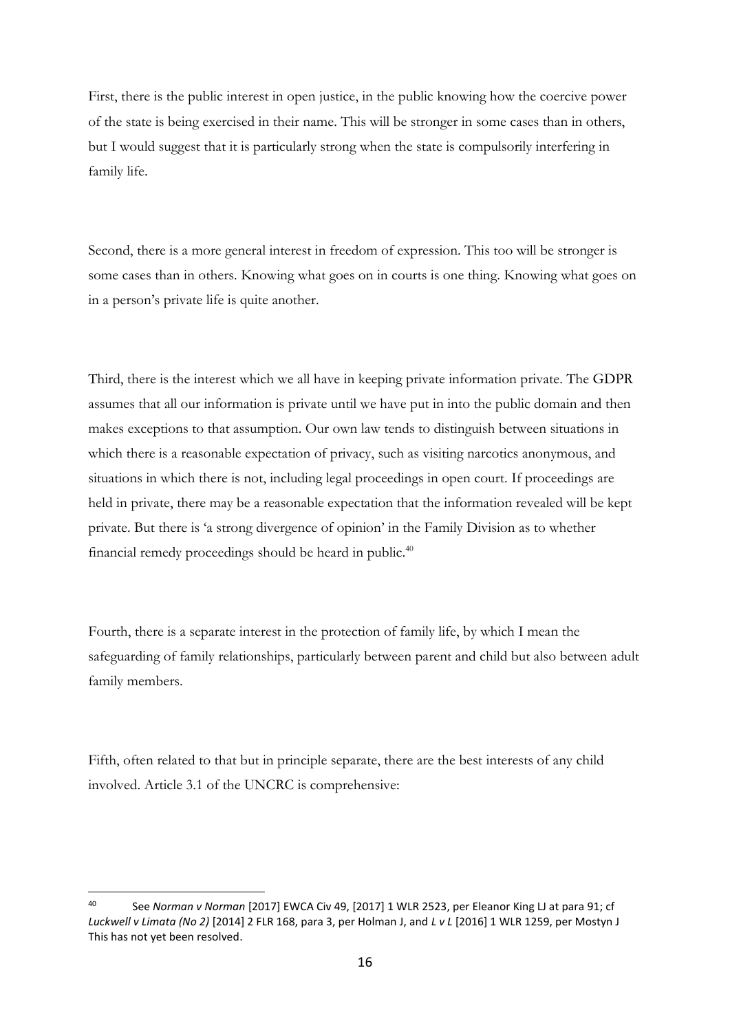First, there is the public interest in open justice, in the public knowing how the coercive power of the state is being exercised in their name. This will be stronger in some cases than in others, but I would suggest that it is particularly strong when the state is compulsorily interfering in family life.

Second, there is a more general interest in freedom of expression. This too will be stronger is some cases than in others. Knowing what goes on in courts is one thing. Knowing what goes on in a person's private life is quite another.

Third, there is the interest which we all have in keeping private information private. The GDPR assumes that all our information is private until we have put in into the public domain and then makes exceptions to that assumption. Our own law tends to distinguish between situations in which there is a reasonable expectation of privacy, such as visiting narcotics anonymous, and situations in which there is not, including legal proceedings in open court. If proceedings are held in private, there may be a reasonable expectation that the information revealed will be kept private. But there is 'a strong divergence of opinion' in the Family Division as to whether financial remedy proceedings should be heard in public.[40]

Fourth, there is a separate interest in the protection of family life, by which I mean the safeguarding of family relationships, particularly between parent and child but also between adult family members.

Fifth, often related to that but in principle separate, there are the best interests of any child involved. Article 3.1 of the UNCRC is comprehensive:

---

[40] See *Norman v Norman* [2017] EWCA Civ 49, [2017] 1 WLR 2523, per Eleanor King LJ at para 91; cf *Luckwell v Limata (No 2)* [2014] 2 FLR 168, para 3, per Holman J, and *L v L* [2016] 1 WLR 1259, per Mostyn J This has not yet been resolved.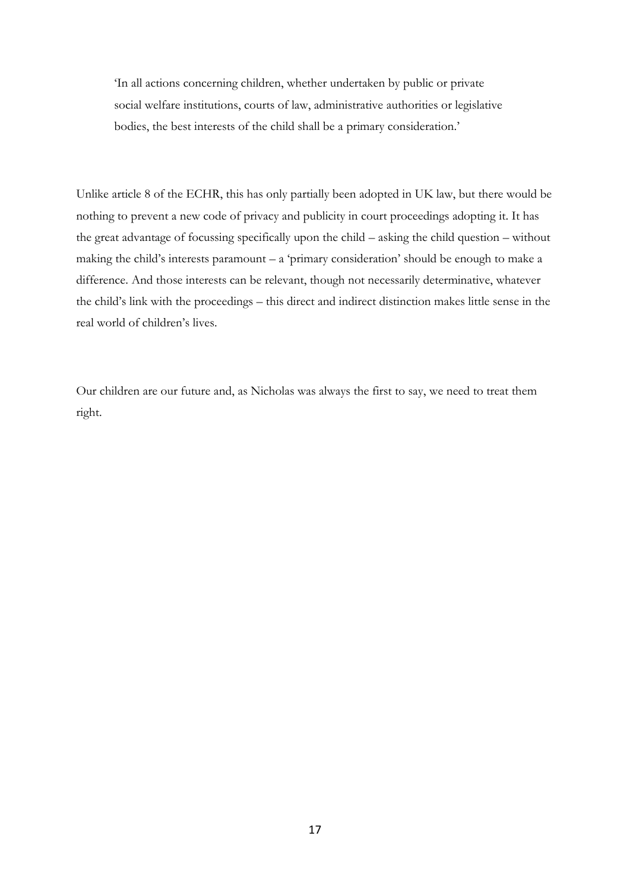> 'In all actions concerning children, whether undertaken by public or private social welfare institutions, courts of law, administrative authorities or legislative bodies, the best interests of the child shall be a primary consideration.'

Unlike article 8 of the ECHR, this has only partially been adopted in UK law, but there would be nothing to prevent a new code of privacy and publicity in court proceedings adopting it. It has the great advantage of focussing specifically upon the child – asking the child question – without making the child's interests paramount – a 'primary consideration' should be enough to make a difference. And those interests can be relevant, though not necessarily determinative, whatever the child's link with the proceedings – this direct and indirect distinction makes little sense in the real world of children's lives.

Our children are our future and, as Nicholas was always the first to say, we need to treat them right.